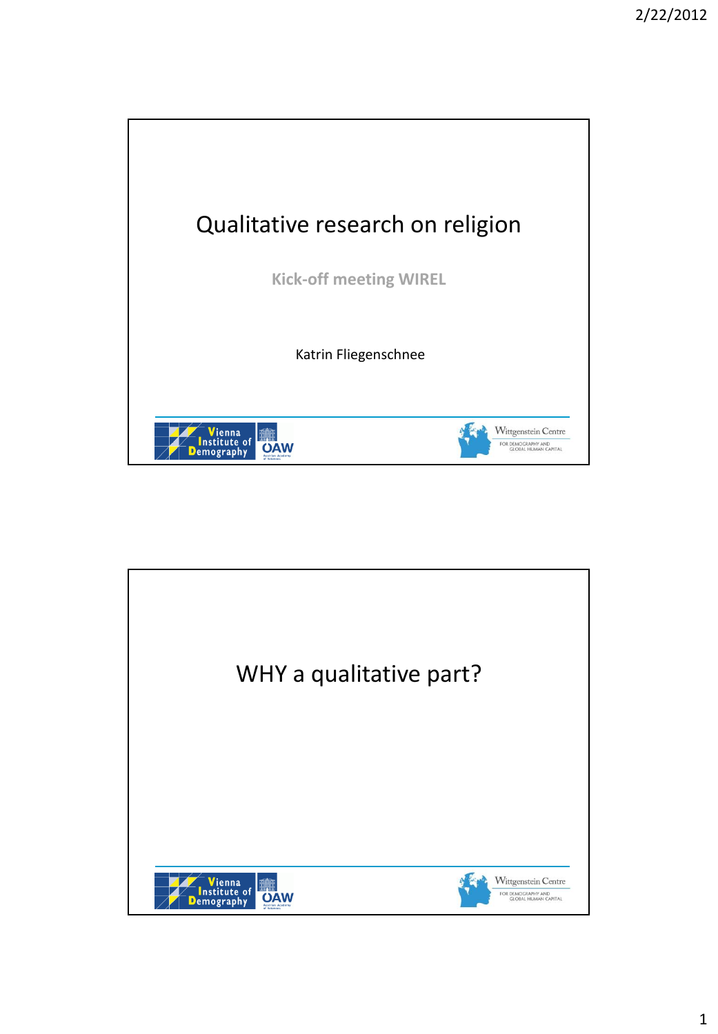# Qualitative research on religion

**Kick-off meeting WIREL**

Katrin Fliegenschnee

Vienna Institute of Demography ÖAW

Wittgenstein Centre FOR DEMOGRAPHY AND GLOBAL HUMAN CAPITAL

# WHY a qualitative part?

Vienna Institute of Demography ÖAW

Wittgenstein Centre FOR DEMOGRAPHY AND GLOBAL HUMAN CAPITAL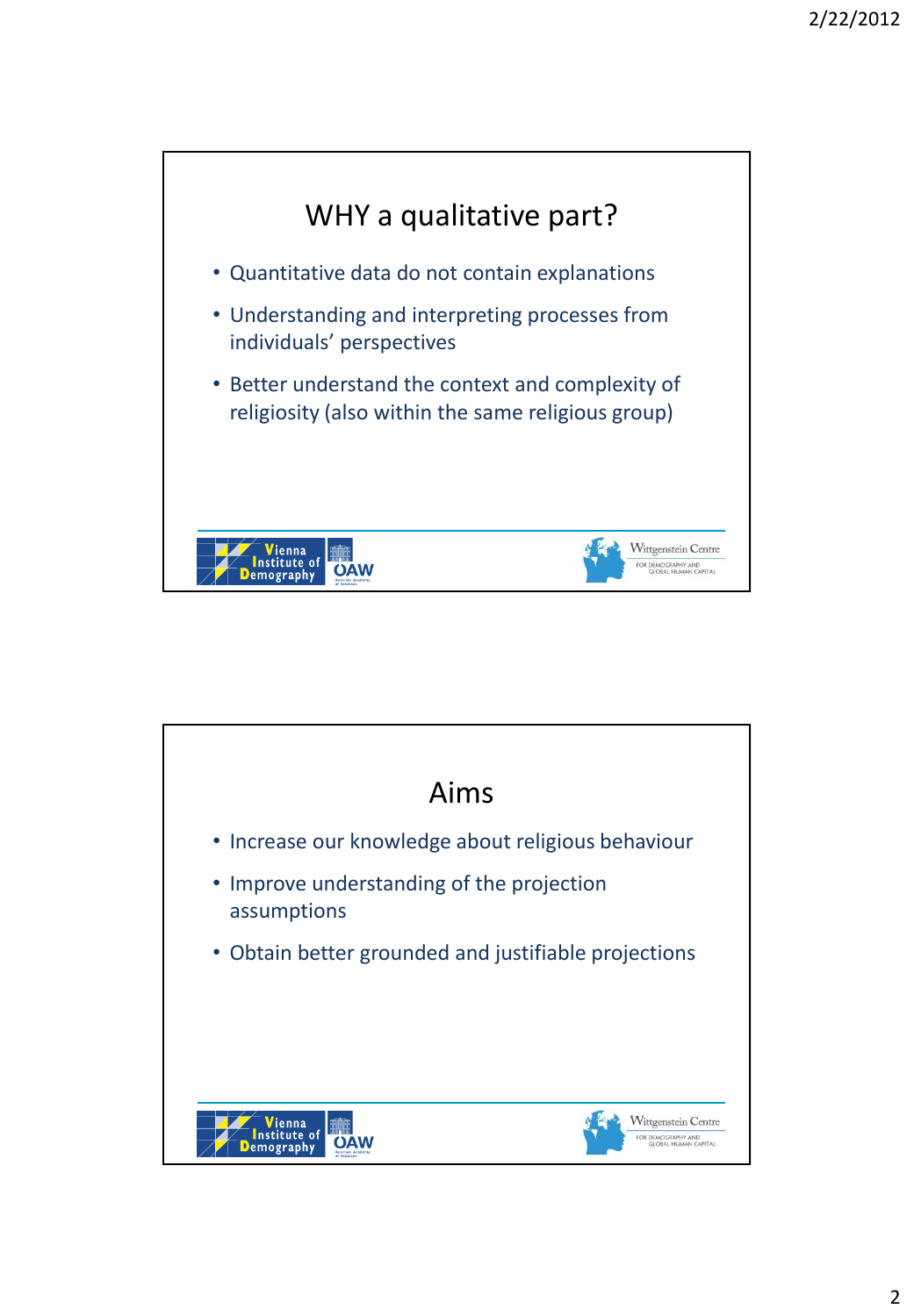## WHY a qualitative part?

- Quantitative data do not contain explanations
- Understanding and interpreting processes from individuals' perspectives
- Better understand the context and complexity of religiosity (also within the same religious group)

## Aims

- Increase our knowledge about religious behaviour
- Improve understanding of the projection assumptions
- Obtain better grounded and justifiable projections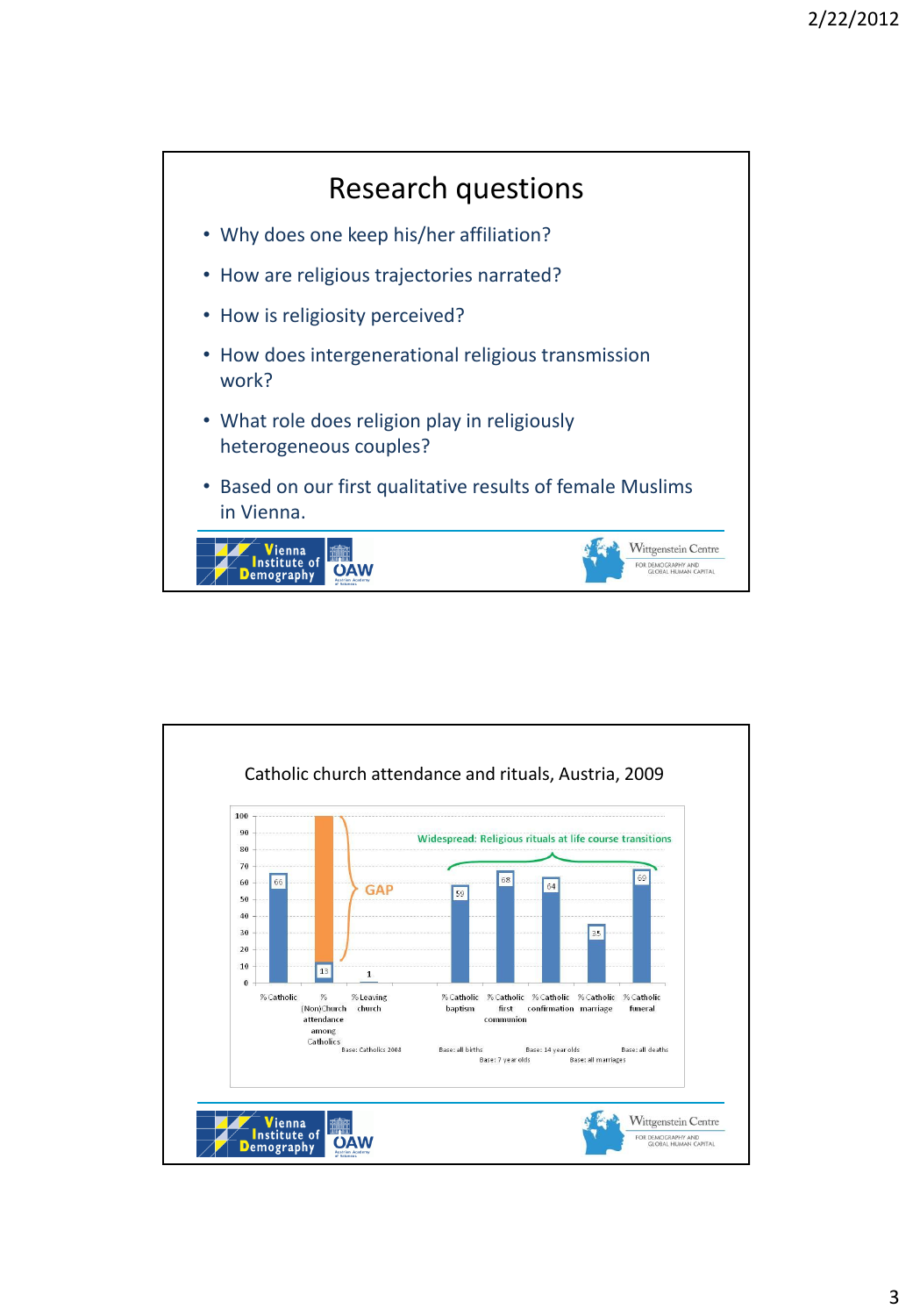# Research questions

- Why does one keep his/her affiliation?
- How are religious trajectories narrated?
- How is religiosity perceived?
- How does intergenerational religious transmission work?
- What role does religion play in religiously heterogeneous couples?
- Based on our first qualitative results of female Muslims in Vienna.

## Catholic church attendance and rituals, Austria, 2009

| Indicator | % | Base |
|---|---|---|
| % Catholic | 66 | |
| % (Non)Church attendance among Catholics | 13 | |
| % Leaving church | 1 | Base: Catholics 2008 |
| % Catholic baptism | 59 | Base: all births |
| % Catholic first communion | 68 | Base: 7 year olds |
| % Catholic confirmation | 64 | Base: 14 year olds |
| % Catholic marriage | 35 | Base: all marriages |
| % Catholic funeral | 69 | Base: all deaths |

GAP

Widespread: Religious rituals at life course transitions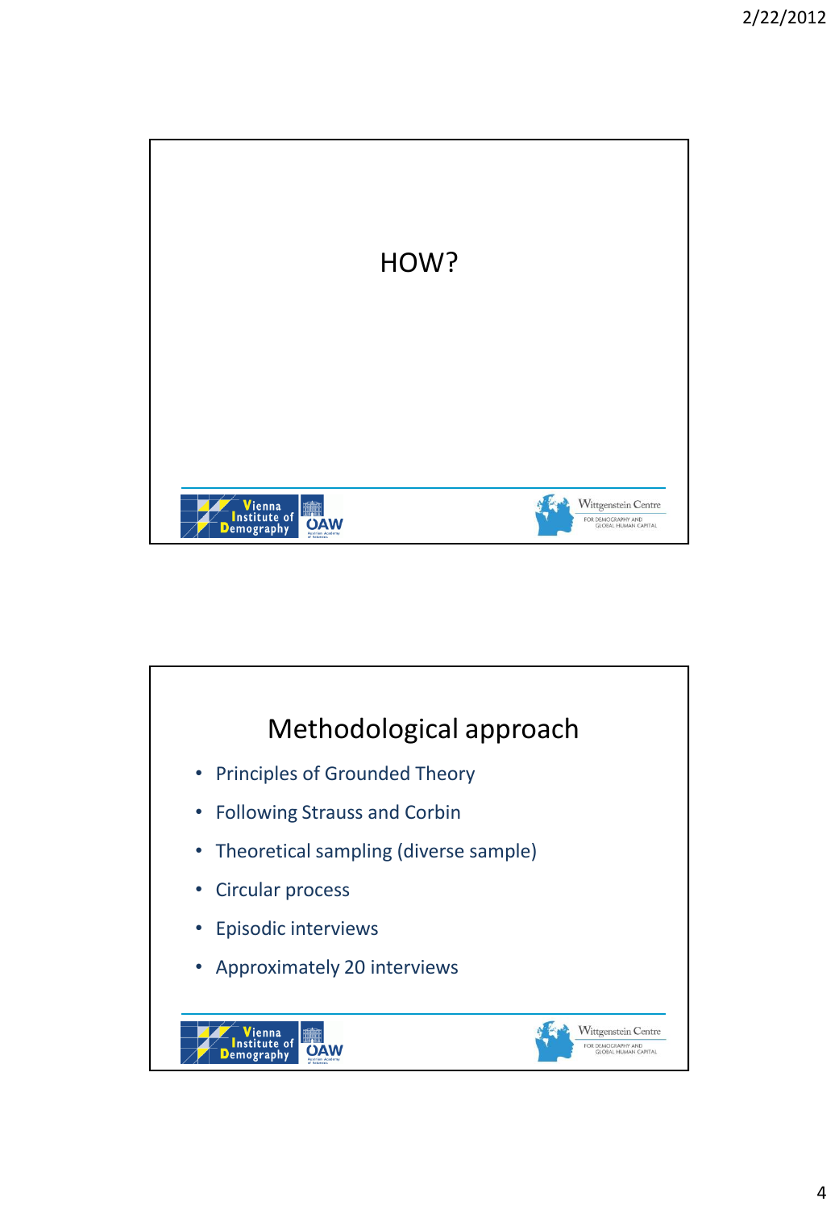# HOW?

# Methodological approach

- Principles of Grounded Theory
- Following Strauss and Corbin
- Theoretical sampling (diverse sample)
- Circular process
- Episodic interviews
- Approximately 20 interviews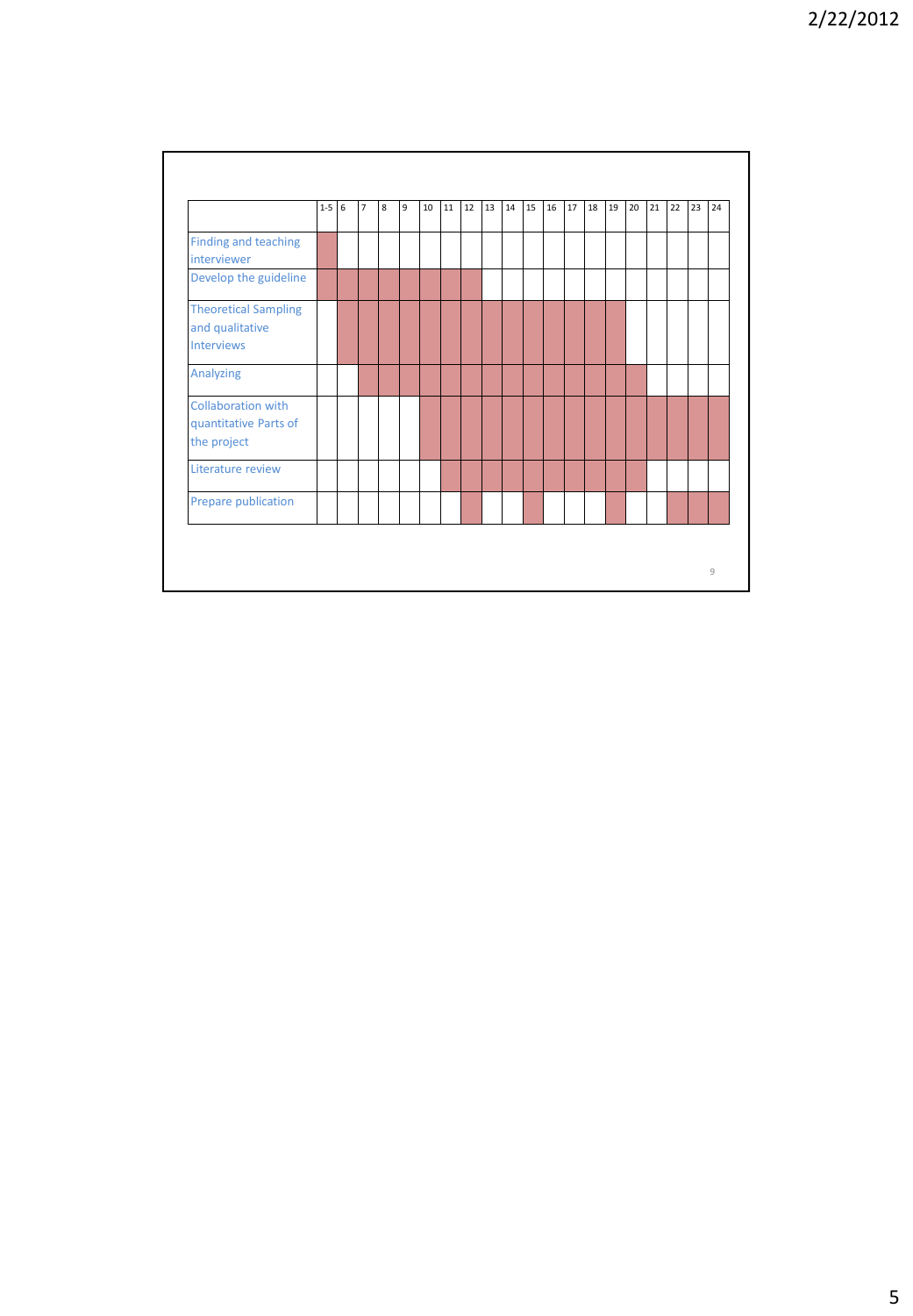| | 1-5 | 6 | 7 | 8 | 9 | 10 | 11 | 12 | 13 | 14 | 15 | 16 | 17 | 18 | 19 | 20 | 21 | 22 | 23 | 24 |
|---|---|---|---|---|---|---|---|---|---|---|---|---|---|---|---|---|---|---|---|---|
| Finding and teaching interviewer | X | | | | | | | | | | | | | | | | | | | |
| Develop the guideline | X | X | X | X | X | X | X | X | | | | | | | | | | | | |
| Theoretical Sampling and qualitative Interviews | | X | X | X | X | X | X | X | X | X | X | X | X | X | X | | | | | |
| Analyzing | | | X | X | X | X | X | X | X | X | X | X | X | X | X | X | | | | |
| Collaboration with quantitative Parts of the project | | | | | | X | X | X | X | X | X | X | X | X | X | X | X | X | X | X |
| Literature review | | | | | | | X | X | X | X | X | X | X | X | X | X | | | | |
| Prepare publication | | | | | | | | X | | | X | | | | X | | | X | X | X |